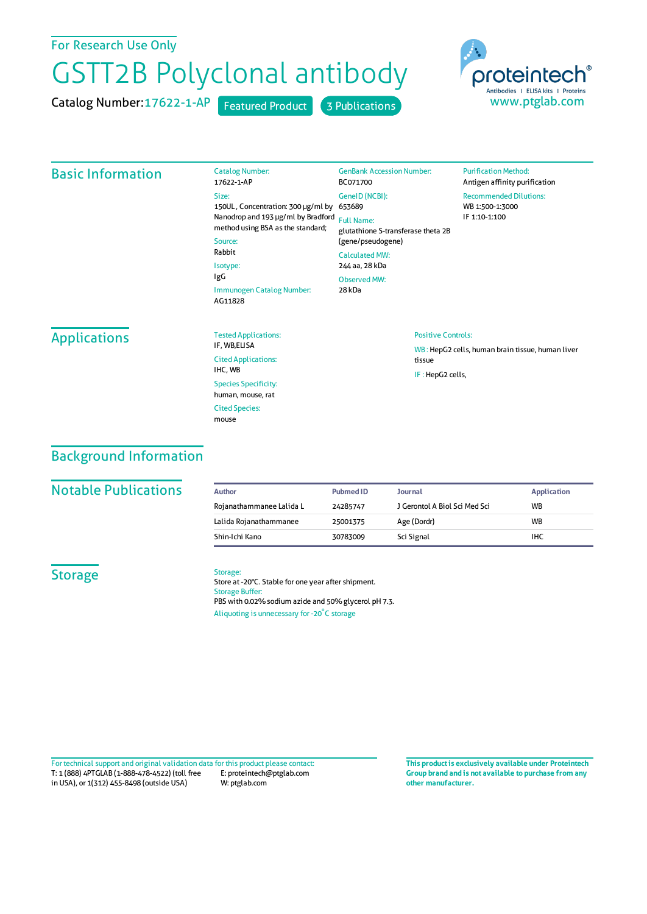For Research Use Only

# GSTT2B Polyclonal antibody

Catalog Number: 17622-1-AP    Featured Product    3 Publications

proteintech® Antibodies | ELISA kits | Proteins
www.ptglab.com

## Basic Information

**Catalog Number:**
17622-1-AP

**Size:**
150UL , Concentration: 300 μg/ml by Nanodrop and 193 μg/ml by Bradford method using BSA as the standard;

**Source:**
Rabbit

**Isotype:**
IgG

**Immunogen Catalog Number:**
AG11828

**GenBank Accession Number:**
BC071700

**GeneID (NCBI):**
653689

**Full Name:**
glutathione S-transferase theta 2B (gene/pseudogene)

**Calculated MW:**
244 aa, 28 kDa

**Observed MW:**
28 kDa

**Purification Method:**
Antigen affinity purification

**Recommended Dilutions:**
WB 1:500-1:3000
IF 1:10-1:100

## Applications

**Tested Applications:**
IF, WB,ELISA

**Cited Applications:**
IHC, WB

**Species Specificity:**
human, mouse, rat

**Cited Species:**
mouse

**Positive Controls:**

WB : HepG2 cells, human brain tissue, human liver tissue

IF : HepG2 cells,

## Background Information

## Notable Publications

| Author | Pubmed ID | Journal | Application |
|---|---|---|---|
| Rojanathammanee Lalida L | 24285747 | J Gerontol A Biol Sci Med Sci | WB |
| Lalida Rojanathammanee | 25001375 | Age (Dordr) | WB |
| Shin-Ichi Kano | 30783009 | Sci Signal | IHC |

## Storage

**Storage:**
Store at -20°C. Stable for one year after shipment.

**Storage Buffer:**
PBS with 0.02% sodium azide and 50% glycerol pH 7.3.

Aliquoting is unnecessary for -20°C storage

For technical support and original validation data for this product please contact:
T: 1 (888) 4PTGLAB (1-888-478-4522) (toll free in USA), or 1(312) 455-8498 (outside USA)
E: proteintech@ptglab.com
W: ptglab.com

**This product is exclusively available under Proteintech Group brand and is not available to purchase from any other manufacturer.**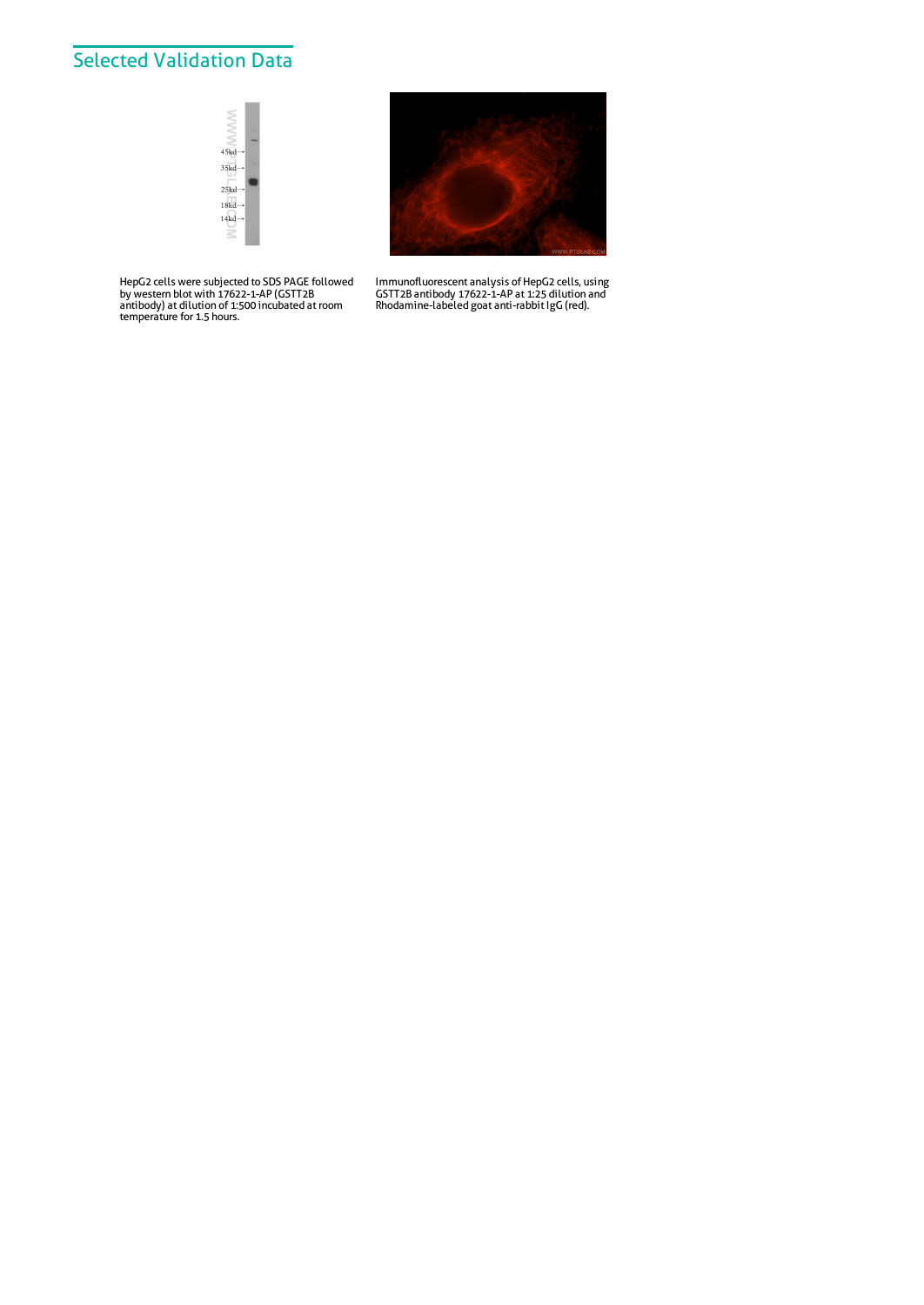## Selected Validation Data

45kd→
35kd→
25kd→
18kd→
14kd→

HepG2 cells were subjected to SDS PAGE followed by western blot with 17622-1-AP (GSTT2B antibody) at dilution of 1:500 incubated at room temperature for 1.5 hours.

Immunofluorescent analysis of HepG2 cells, using GSTT2B antibody 17622-1-AP at 1:25 dilution and Rhodamine-labeled goat anti-rabbit IgG (red).